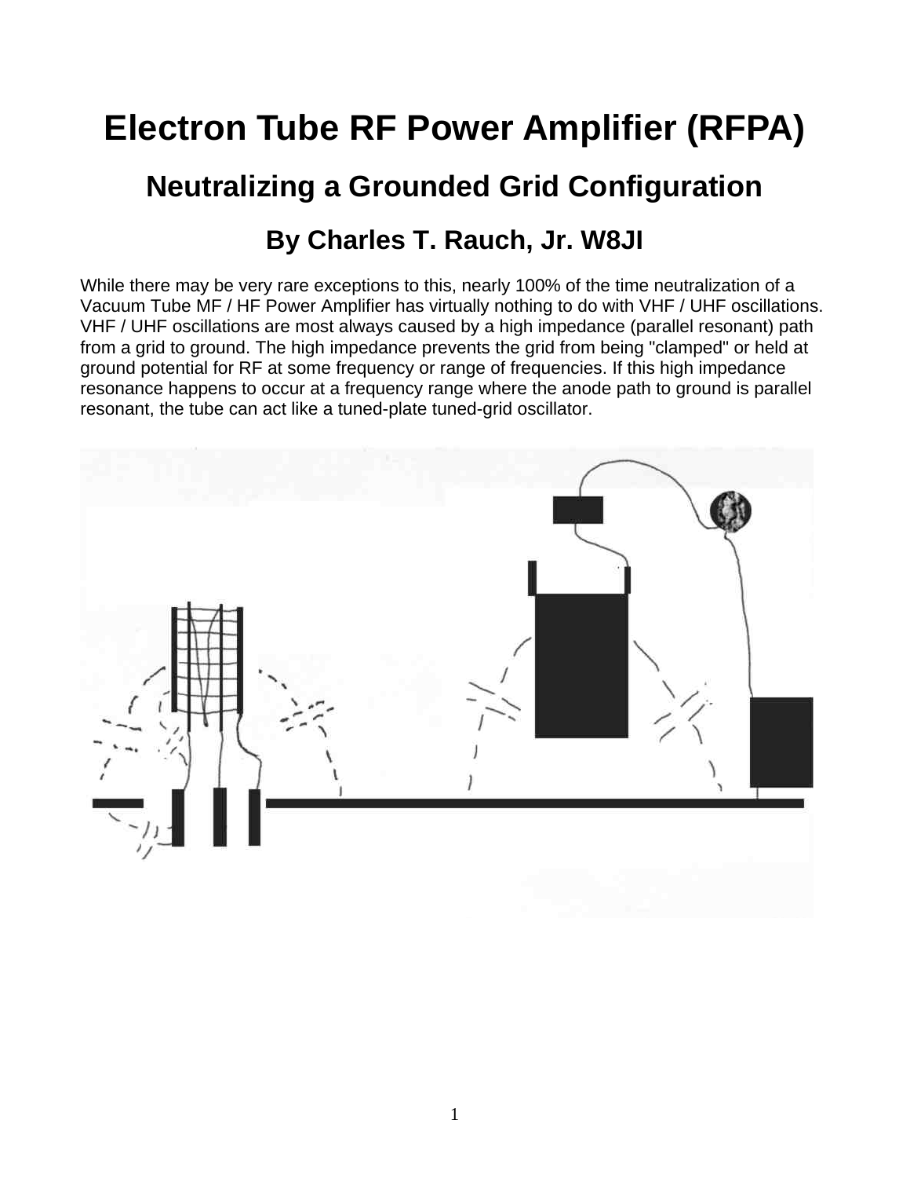# Electron Tube RF Power Amplifier (RFPA)

## Neutralizing a Grounded Grid Configuration

### By Charles T. Rauch, Jr. W8JI

While there may be very rare exceptions to this, nearly 100% of the time neutralization of a Vacuum Tube MF / HF Power Amplifier has virtually nothing to do with VHF / UHF oscillations. VHF / UHF oscillations are most always caused by a high impedance (parallel resonant) path from a grid to ground. The high impedance prevents the grid from being "clamped" or held at ground potential for RF at some frequency or range of frequencies. If this high impedance resonance happens to occur at a frequency range where the anode path to ground is parallel resonant, the tube can act like a tuned-plate tuned-grid oscillator.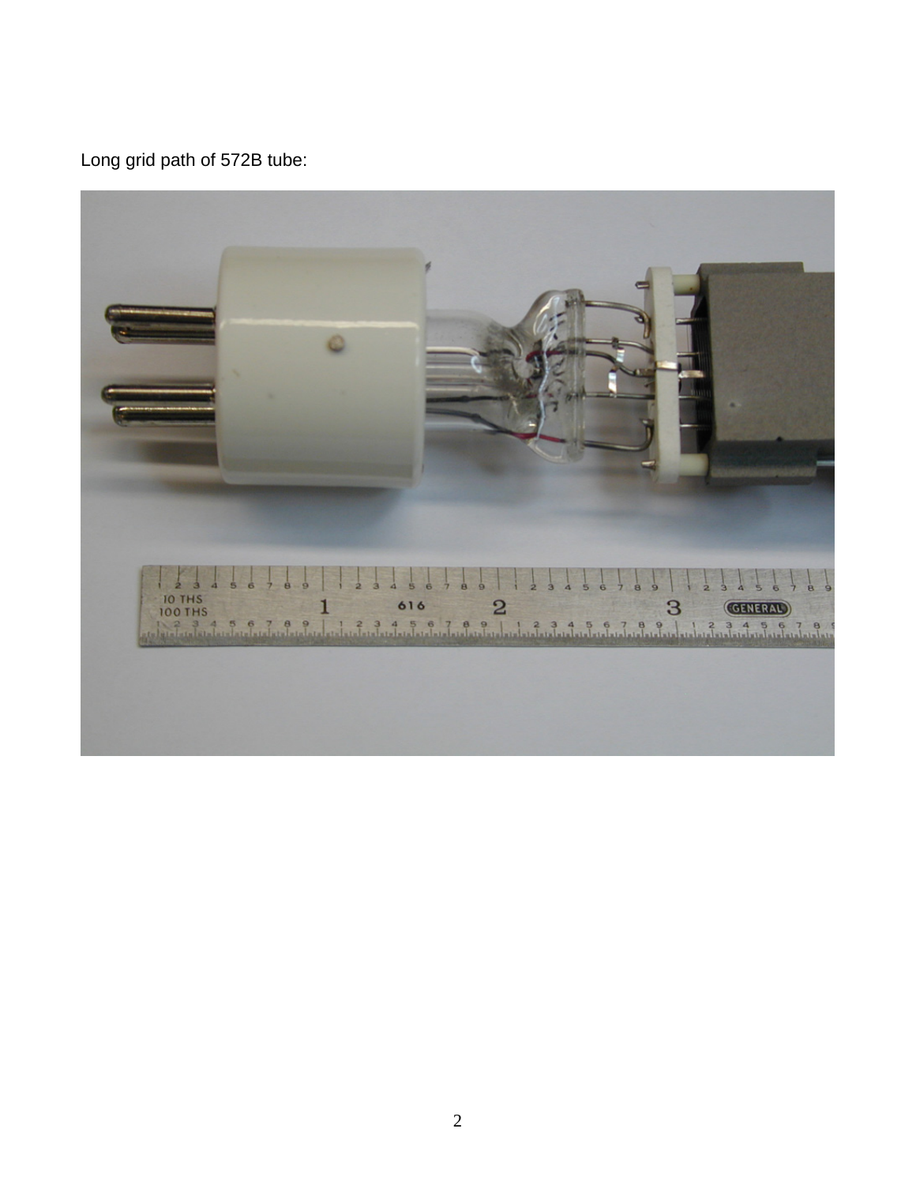Long grid path of 572B tube: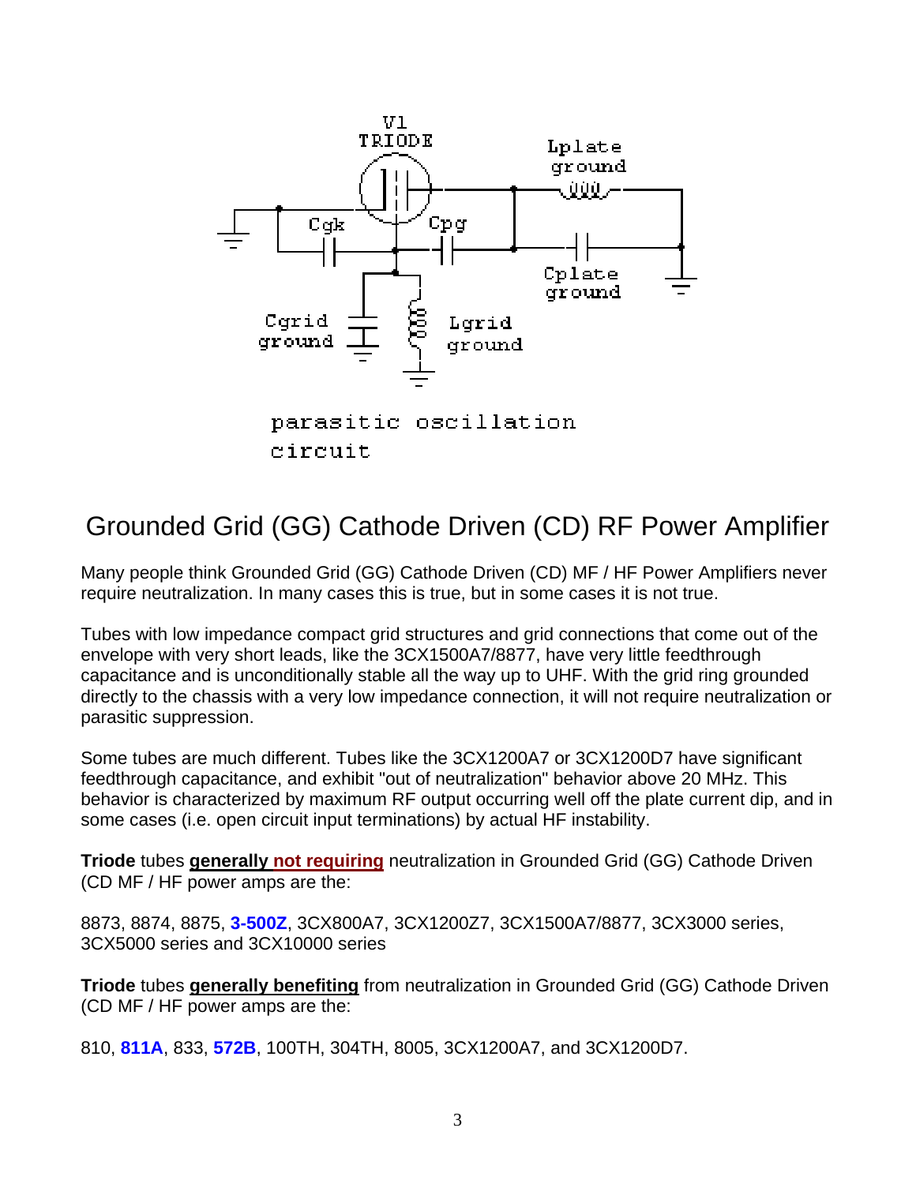V1
TRIODE

Lplate
ground

Cgk

Cpg

Cplate
ground

Cgrid
ground

Lgrid
ground

parasitic oscillation
circuit

# Grounded Grid (GG) Cathode Driven (CD) RF Power Amplifier

Many people think Grounded Grid (GG) Cathode Driven (CD) MF / HF Power Amplifiers never require neutralization. In many cases this is true, but in some cases it is not true.

Tubes with low impedance compact grid structures and grid connections that come out of the envelope with very short leads, like the 3CX1500A7/8877, have very little feedthrough capacitance and is unconditionally stable all the way up to UHF. With the grid ring grounded directly to the chassis with a very low impedance connection, it will not require neutralization or parasitic suppression.

Some tubes are much different. Tubes like the 3CX1200A7 or 3CX1200D7 have significant feedthrough capacitance, and exhibit "out of neutralization" behavior above 20 MHz. This behavior is characterized by maximum RF output occurring well off the plate current dip, and in some cases (i.e. open circuit input terminations) by actual HF instability.

**Triode** tubes **generally not requiring** neutralization in Grounded Grid (GG) Cathode Driven (CD MF / HF power amps are the:

8873, 8874, 8875, **3-500Z**, 3CX800A7, 3CX1200Z7, 3CX1500A7/8877, 3CX3000 series, 3CX5000 series and 3CX10000 series

**Triode** tubes **generally benefiting** from neutralization in Grounded Grid (GG) Cathode Driven (CD MF / HF power amps are the:

810, **811A**, 833, **572B**, 100TH, 304TH, 8005, 3CX1200A7, and 3CX1200D7.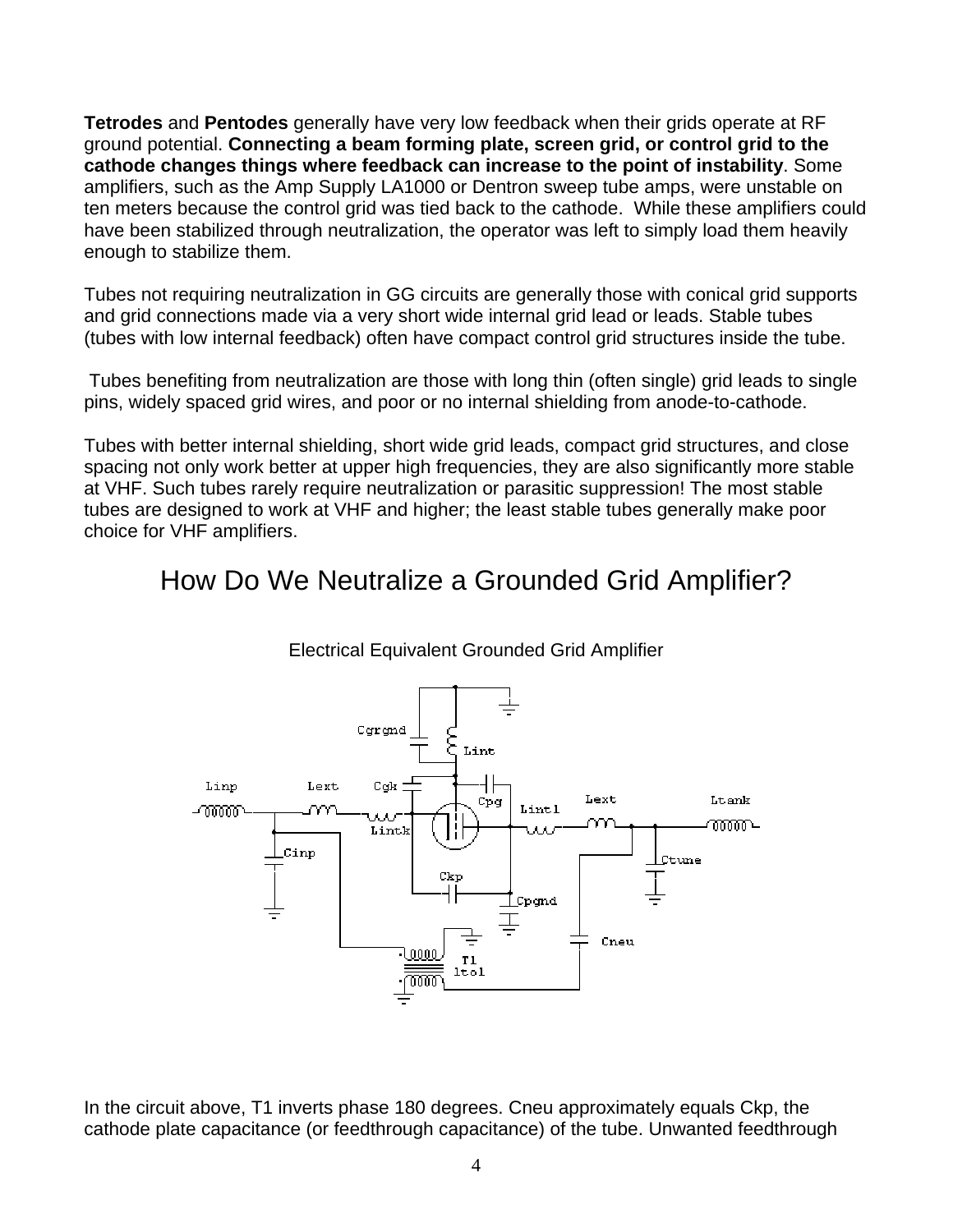**Tetrodes** and **Pentodes** generally have very low feedback when their grids operate at RF ground potential. **Connecting a beam forming plate, screen grid, or control grid to the cathode changes things where feedback can increase to the point of instability**. Some amplifiers, such as the Amp Supply LA1000 or Dentron sweep tube amps, were unstable on ten meters because the control grid was tied back to the cathode. While these amplifiers could have been stabilized through neutralization, the operator was left to simply load them heavily enough to stabilize them.

Tubes not requiring neutralization in GG circuits are generally those with conical grid supports and grid connections made via a very short wide internal grid lead or leads. Stable tubes (tubes with low internal feedback) often have compact control grid structures inside the tube.

Tubes benefiting from neutralization are those with long thin (often single) grid leads to single pins, widely spaced grid wires, and poor or no internal shielding from anode-to-cathode.

Tubes with better internal shielding, short wide grid leads, compact grid structures, and close spacing not only work better at upper high frequencies, they are also significantly more stable at VHF. Such tubes rarely require neutralization or parasitic suppression! The most stable tubes are designed to work at VHF and higher; the least stable tubes generally make poor choice for VHF amplifiers.

# How Do We Neutralize a Grounded Grid Amplifier?

Electrical Equivalent Grounded Grid Amplifier

In the circuit above, T1 inverts phase 180 degrees. Cneu approximately equals Ckp, the cathode plate capacitance (or feedthrough capacitance) of the tube. Unwanted feedthrough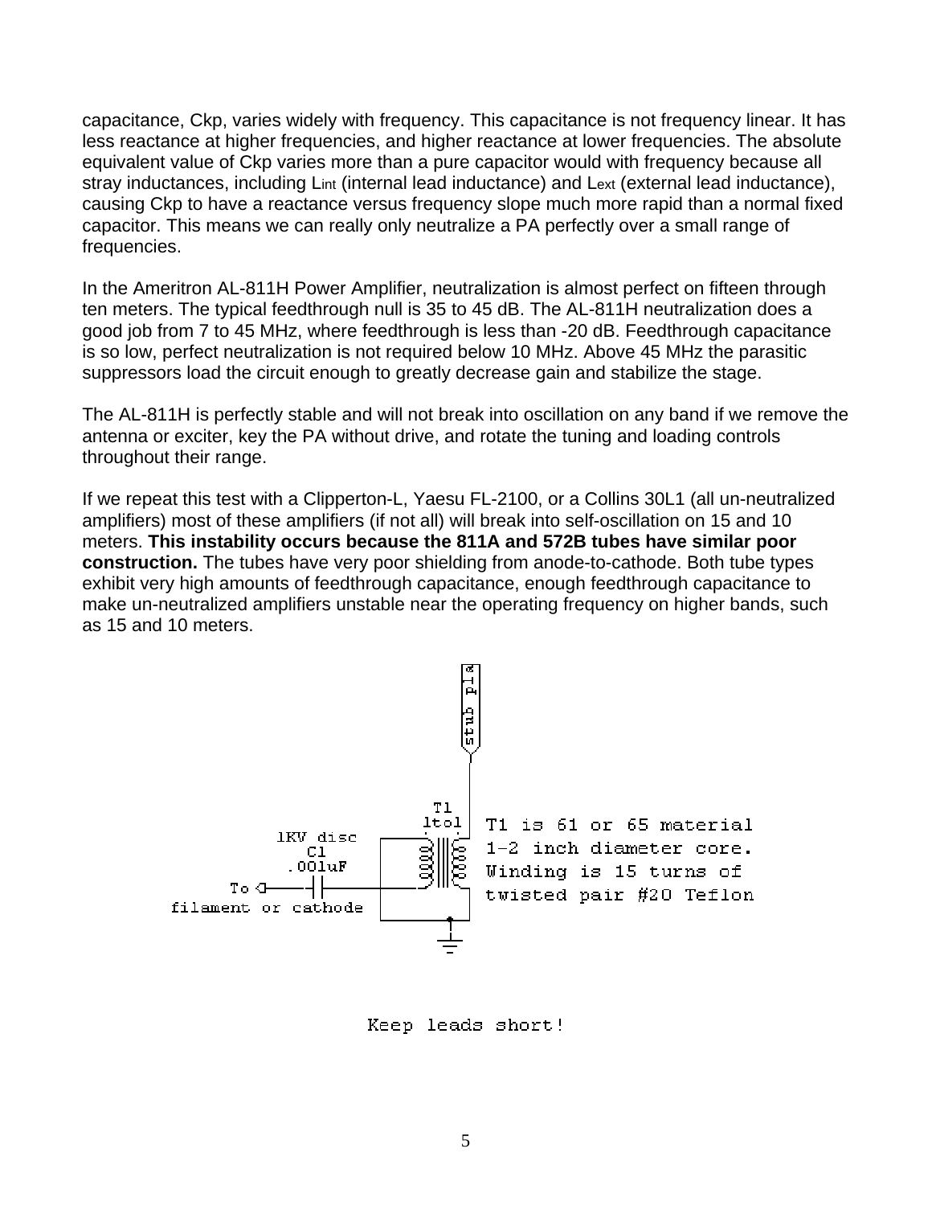capacitance, Ckp, varies widely with frequency. This capacitance is not frequency linear. It has less reactance at higher frequencies, and higher reactance at lower frequencies. The absolute equivalent value of Ckp varies more than a pure capacitor would with frequency because all stray inductances, including $L_{int}$ (internal lead inductance) and $L_{ext}$ (external lead inductance), causing Ckp to have a reactance versus frequency slope much more rapid than a normal fixed capacitor. This means we can really only neutralize a PA perfectly over a small range of frequencies.

In the Ameritron AL-811H Power Amplifier, neutralization is almost perfect on fifteen through ten meters. The typical feedthrough null is 35 to 45 dB. The AL-811H neutralization does a good job from 7 to 45 MHz, where feedthrough is less than -20 dB. Feedthrough capacitance is so low, perfect neutralization is not required below 10 MHz. Above 45 MHz the parasitic suppressors load the circuit enough to greatly decrease gain and stabilize the stage.

The AL-811H is perfectly stable and will not break into oscillation on any band if we remove the antenna or exciter, key the PA without drive, and rotate the tuning and loading controls throughout their range.

If we repeat this test with a Clipperton-L, Yaesu FL-2100, or a Collins 30L1 (all un-neutralized amplifiers) most of these amplifiers (if not all) will break into self-oscillation on 15 and 10 meters. **This instability occurs because the 811A and 572B tubes have similar poor construction.** The tubes have very poor shielding from anode-to-cathode. Both tube types exhibit very high amounts of feedthrough capacitance, enough feedthrough capacitance to make un-neutralized amplifiers unstable near the operating frequency on higher bands, such as 15 and 10 meters.

stub pla

T1 1to1

1KV disc C1 .001uF

To filament or cathode

T1 is 61 or 65 material 1-2 inch diameter core. Winding is 15 turns of twisted pair #20 Teflon

Keep leads short!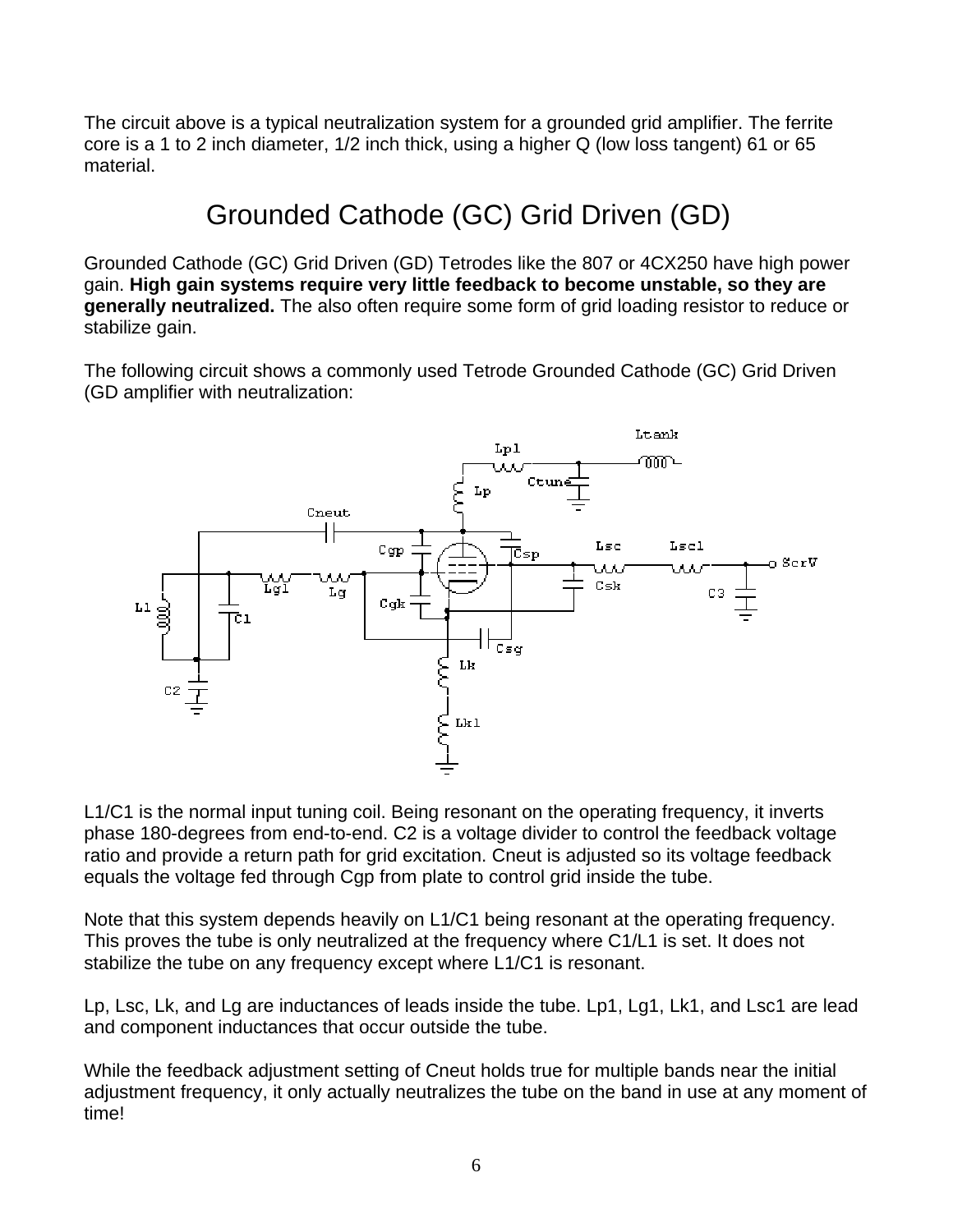The circuit above is a typical neutralization system for a grounded grid amplifier. The ferrite core is a 1 to 2 inch diameter, 1/2 inch thick, using a higher Q (low loss tangent) 61 or 65 material.

# Grounded Cathode (GC) Grid Driven (GD)

Grounded Cathode (GC) Grid Driven (GD) Tetrodes like the 807 or 4CX250 have high power gain. **High gain systems require very little feedback to become unstable, so they are generally neutralized.** The also often require some form of grid loading resistor to reduce or stabilize gain.

The following circuit shows a commonly used Tetrode Grounded Cathode (GC) Grid Driven (GD amplifier with neutralization:

L1/C1 is the normal input tuning coil. Being resonant on the operating frequency, it inverts phase 180-degrees from end-to-end. C2 is a voltage divider to control the feedback voltage ratio and provide a return path for grid excitation. Cneut is adjusted so its voltage feedback equals the voltage fed through Cgp from plate to control grid inside the tube.

Note that this system depends heavily on L1/C1 being resonant at the operating frequency. This proves the tube is only neutralized at the frequency where C1/L1 is set. It does not stabilize the tube on any frequency except where L1/C1 is resonant.

Lp, Lsc, Lk, and Lg are inductances of leads inside the tube. Lp1, Lg1, Lk1, and Lsc1 are lead and component inductances that occur outside the tube.

While the feedback adjustment setting of Cneut holds true for multiple bands near the initial adjustment frequency, it only actually neutralizes the tube on the band in use at any moment of time!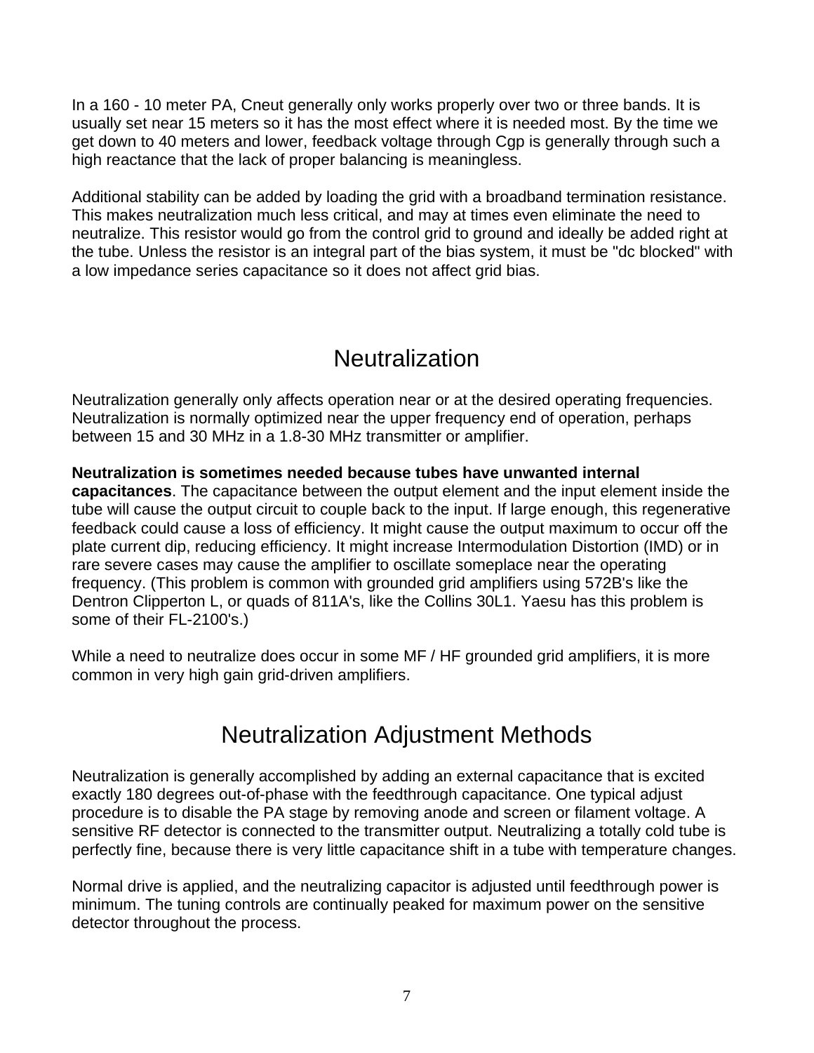In a 160 - 10 meter PA, Cneut generally only works properly over two or three bands. It is usually set near 15 meters so it has the most effect where it is needed most. By the time we get down to 40 meters and lower, feedback voltage through Cgp is generally through such a high reactance that the lack of proper balancing is meaningless.

Additional stability can be added by loading the grid with a broadband termination resistance. This makes neutralization much less critical, and may at times even eliminate the need to neutralize. This resistor would go from the control grid to ground and ideally be added right at the tube. Unless the resistor is an integral part of the bias system, it must be "dc blocked" with a low impedance series capacitance so it does not affect grid bias.

## Neutralization

Neutralization generally only affects operation near or at the desired operating frequencies. Neutralization is normally optimized near the upper frequency end of operation, perhaps between 15 and 30 MHz in a 1.8-30 MHz transmitter or amplifier.

**Neutralization is sometimes needed because tubes have unwanted internal capacitances**. The capacitance between the output element and the input element inside the tube will cause the output circuit to couple back to the input. If large enough, this regenerative feedback could cause a loss of efficiency. It might cause the output maximum to occur off the plate current dip, reducing efficiency. It might increase Intermodulation Distortion (IMD) or in rare severe cases may cause the amplifier to oscillate someplace near the operating frequency. (This problem is common with grounded grid amplifiers using 572B's like the Dentron Clipperton L, or quads of 811A's, like the Collins 30L1. Yaesu has this problem is some of their FL-2100's.)

While a need to neutralize does occur in some MF / HF grounded grid amplifiers, it is more common in very high gain grid-driven amplifiers.

## Neutralization Adjustment Methods

Neutralization is generally accomplished by adding an external capacitance that is excited exactly 180 degrees out-of-phase with the feedthrough capacitance. One typical adjust procedure is to disable the PA stage by removing anode and screen or filament voltage. A sensitive RF detector is connected to the transmitter output. Neutralizing a totally cold tube is perfectly fine, because there is very little capacitance shift in a tube with temperature changes.

Normal drive is applied, and the neutralizing capacitor is adjusted until feedthrough power is minimum. The tuning controls are continually peaked for maximum power on the sensitive detector throughout the process.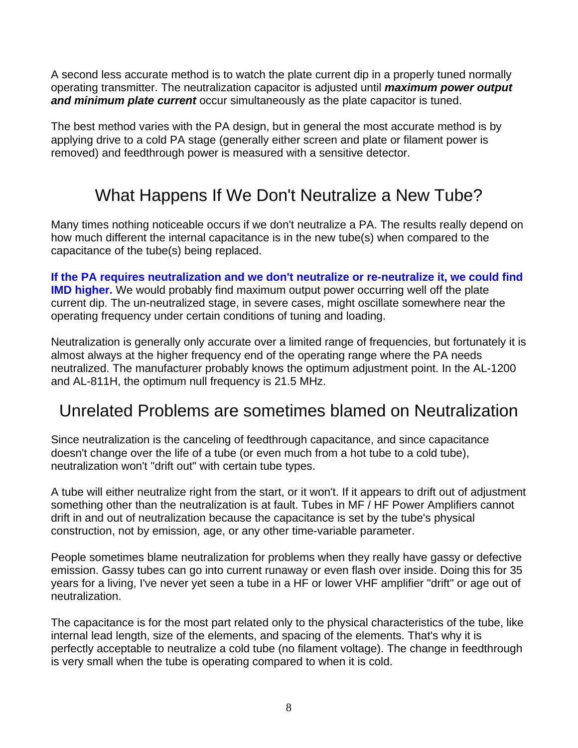A second less accurate method is to watch the plate current dip in a properly tuned normally operating transmitter. The neutralization capacitor is adjusted until ***maximum power output and minimum plate current*** occur simultaneously as the plate capacitor is tuned.

The best method varies with the PA design, but in general the most accurate method is by applying drive to a cold PA stage (generally either screen and plate or filament power is removed) and feedthrough power is measured with a sensitive detector.

## What Happens If We Don't Neutralize a New Tube?

Many times nothing noticeable occurs if we don't neutralize a PA. The results really depend on how much different the internal capacitance is in the new tube(s) when compared to the capacitance of the tube(s) being replaced.

**If the PA requires neutralization and we don't neutralize or re-neutralize it, we could find IMD higher.** We would probably find maximum output power occurring well off the plate current dip. The un-neutralized stage, in severe cases, might oscillate somewhere near the operating frequency under certain conditions of tuning and loading.

Neutralization is generally only accurate over a limited range of frequencies, but fortunately it is almost always at the higher frequency end of the operating range where the PA needs neutralized. The manufacturer probably knows the optimum adjustment point. In the AL-1200 and AL-811H, the optimum null frequency is 21.5 MHz.

## Unrelated Problems are sometimes blamed on Neutralization

Since neutralization is the canceling of feedthrough capacitance, and since capacitance doesn't change over the life of a tube (or even much from a hot tube to a cold tube), neutralization won't "drift out" with certain tube types.

A tube will either neutralize right from the start, or it won't. If it appears to drift out of adjustment something other than the neutralization is at fault. Tubes in MF / HF Power Amplifiers cannot drift in and out of neutralization because the capacitance is set by the tube's physical construction, not by emission, age, or any other time-variable parameter.

People sometimes blame neutralization for problems when they really have gassy or defective emission. Gassy tubes can go into current runaway or even flash over inside. Doing this for 35 years for a living, I've never yet seen a tube in a HF or lower VHF amplifier "drift" or age out of neutralization.

The capacitance is for the most part related only to the physical characteristics of the tube, like internal lead length, size of the elements, and spacing of the elements. That's why it is perfectly acceptable to neutralize a cold tube (no filament voltage). The change in feedthrough is very small when the tube is operating compared to when it is cold.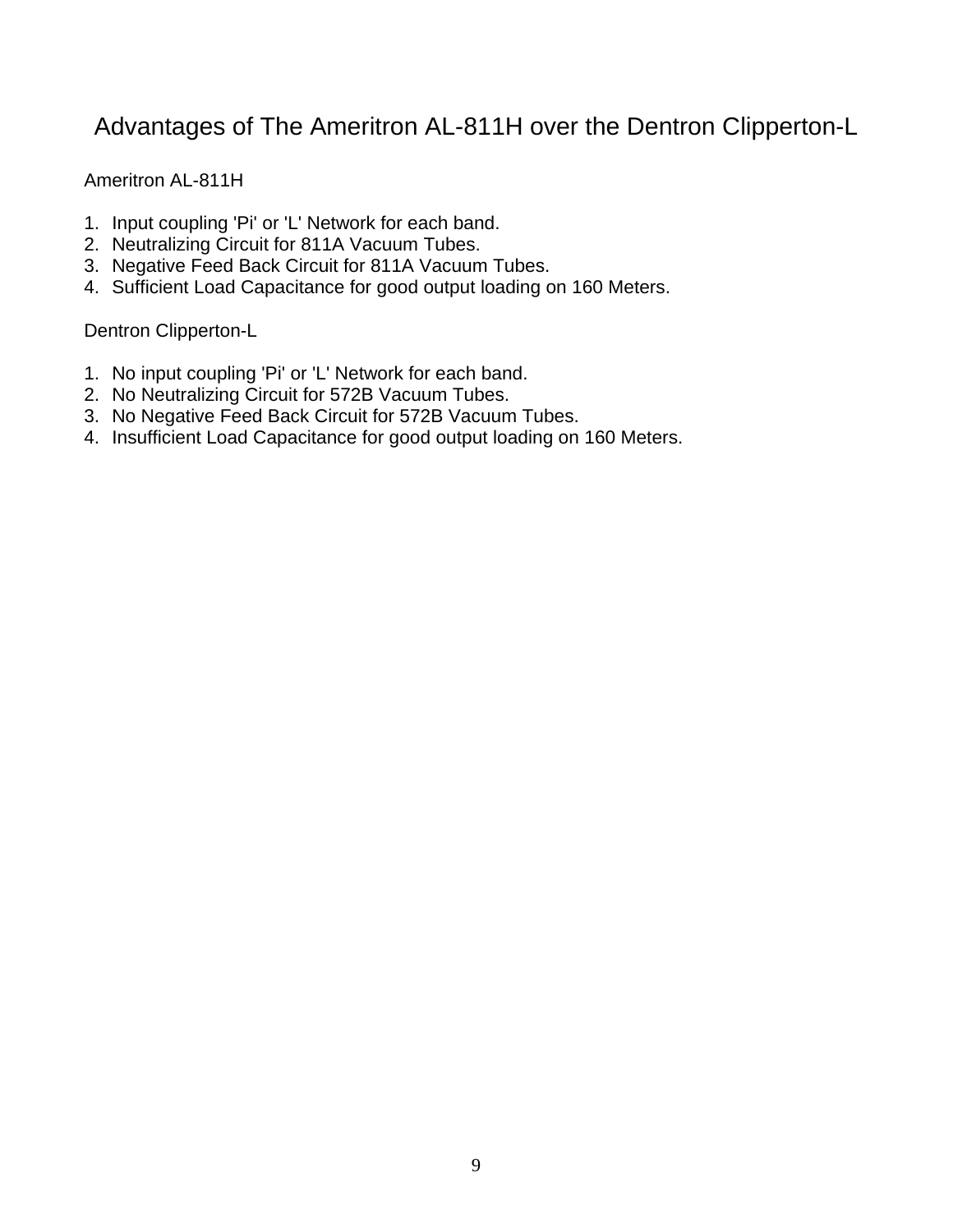# Advantages of The Ameritron AL-811H over the Dentron Clipperton-L

Ameritron AL-811H

1. Input coupling 'Pi' or 'L' Network for each band.
2. Neutralizing Circuit for 811A Vacuum Tubes.
3. Negative Feed Back Circuit for 811A Vacuum Tubes.
4. Sufficient Load Capacitance for good output loading on 160 Meters.

Dentron Clipperton-L

1. No input coupling 'Pi' or 'L' Network for each band.
2. No Neutralizing Circuit for 572B Vacuum Tubes.
3. No Negative Feed Back Circuit for 572B Vacuum Tubes.
4. Insufficient Load Capacitance for good output loading on 160 Meters.